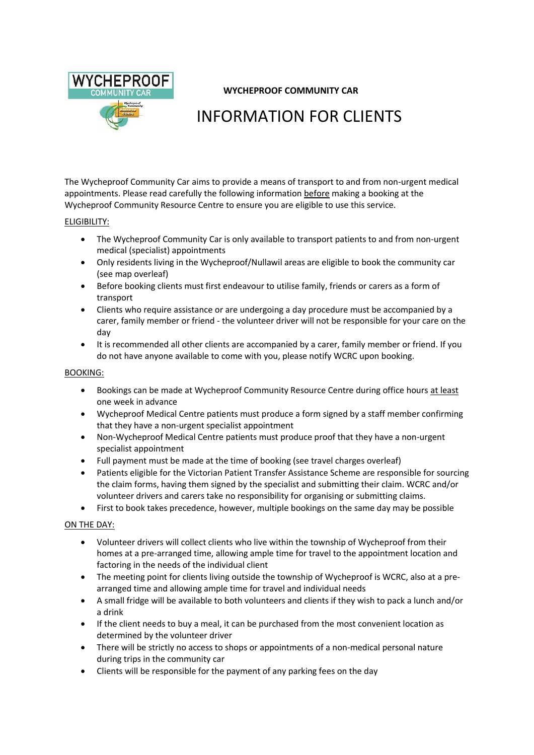**WYCHEPROOF COMMUNITY CAR**

# INFORMATION FOR CLIENTS

The Wycheproof Community Car aims to provide a means of transport to and from non-urgent medical appointments. Please read carefully the following information before making a booking at the Wycheproof Community Resource Centre to ensure you are eligible to use this service.

## ELIGIBILITY:

- The Wycheproof Community Car is only available to transport patients to and from non-urgent medical (specialist) appointments
- Only residents living in the Wycheproof/Nullawil areas are eligible to book the community car (see map overleaf)
- Before booking clients must first endeavour to utilise family, friends or carers as a form of transport
- Clients who require assistance or are undergoing a day procedure must be accompanied by a carer, family member or friend - the volunteer driver will not be responsible for your care on the day
- It is recommended all other clients are accompanied by a carer, family member or friend. If you do not have anyone available to come with you, please notify WCRC upon booking.

## BOOKING:

- Bookings can be made at Wycheproof Community Resource Centre during office hours at least one week in advance
- Wycheproof Medical Centre patients must produce a form signed by a staff member confirming that they have a non-urgent specialist appointment
- Non-Wycheproof Medical Centre patients must produce proof that they have a non-urgent specialist appointment
- Full payment must be made at the time of booking (see travel charges overleaf)
- Patients eligible for the Victorian Patient Transfer Assistance Scheme are responsible for sourcing the claim forms, having them signed by the specialist and submitting their claim. WCRC and/or volunteer drivers and carers take no responsibility for organising or submitting claims.
- First to book takes precedence, however, multiple bookings on the same day may be possible

## ON THE DAY:

- Volunteer drivers will collect clients who live within the township of Wycheproof from their homes at a pre-arranged time, allowing ample time for travel to the appointment location and factoring in the needs of the individual client
- The meeting point for clients living outside the township of Wycheproof is WCRC, also at a pre-arranged time and allowing ample time for travel and individual needs
- A small fridge will be available to both volunteers and clients if they wish to pack a lunch and/or a drink
- If the client needs to buy a meal, it can be purchased from the most convenient location as determined by the volunteer driver
- There will be strictly no access to shops or appointments of a non-medical personal nature during trips in the community car
- Clients will be responsible for the payment of any parking fees on the day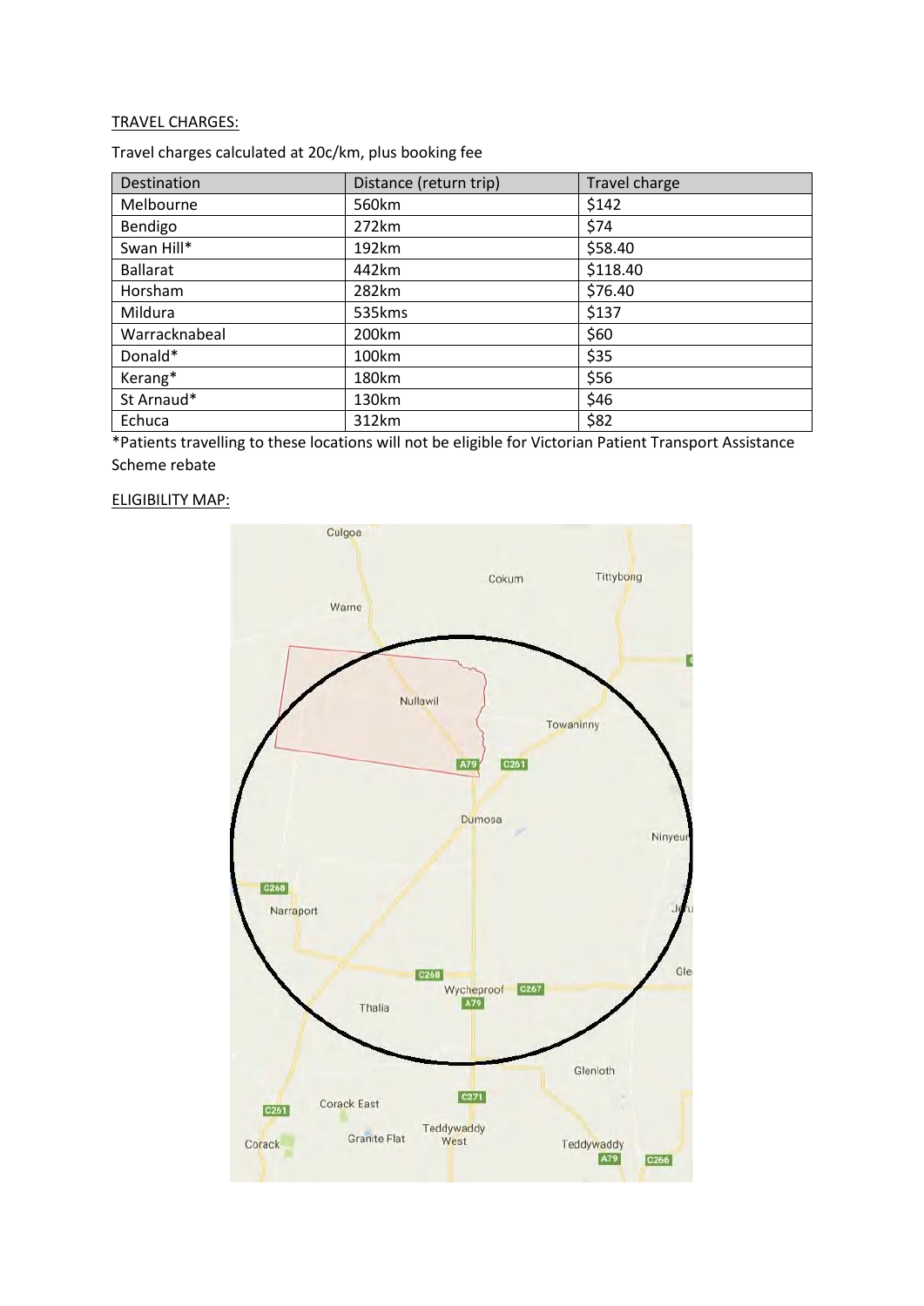TRAVEL CHARGES:

Travel charges calculated at 20c/km, plus booking fee

| Destination | Distance (return trip) | Travel charge |
|---|---|---|
| Melbourne | 560km | $142 |
| Bendigo | 272km | $74 |
| Swan Hill* | 192km | $58.40 |
| Ballarat | 442km | $118.40 |
| Horsham | 282km | $76.40 |
| Mildura | 535kms | $137 |
| Warracknabeal | 200km | $60 |
| Donald* | 100km | $35 |
| Kerang* | 180km | $56 |
| St Arnaud* | 130km | $46 |
| Echuca | 312km | $82 |

*Patients travelling to these locations will not be eligible for Victorian Patient Transport Assistance Scheme rebate

ELIGIBILITY MAP:

Culgoa
Cokum
Tittybong
Warne
Nullawil
Towaninny
A79
C261
Dumosa
Ninyeun
C268
Narraport
Jeru
C268
Gle
Wycheproof
C267
A79
Thalia
Glenloth
C271
C261
Corack East
Teddywaddy West
Corack
Granite Flat
Teddywaddy
A79
C266